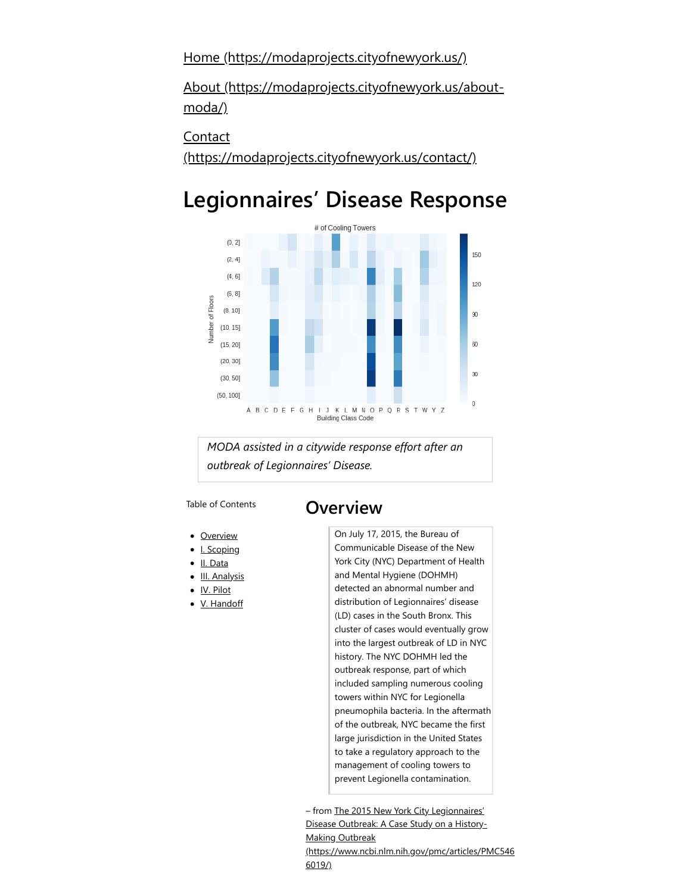[Home (https://modaprojects.cityofnewyork.us/)](https://modaprojects.cityofnewyork.us/)

[About (https://modaprojects.cityofnewyork.us/about-moda/)](https://modaprojects.cityofnewyork.us/about-moda/)

[Contact (https://modaprojects.cityofnewyork.us/contact/)](https://modaprojects.cityofnewyork.us/contact/)

# Legionnaires’ Disease Response

*MODA assisted in a citywide response effort after an outbreak of Legionnaires’ Disease.*

Table of Contents

- Overview
- I. Scoping
- II. Data
- III. Analysis
- IV. Pilot
- V. Handoff

## Overview

> On July 17, 2015, the Bureau of Communicable Disease of the New York City (NYC) Department of Health and Mental Hygiene (DOHMH) detected an abnormal number and distribution of Legionnaires’ disease (LD) cases in the South Bronx. This cluster of cases would eventually grow into the largest outbreak of LD in NYC history. The NYC DOHMH led the outbreak response, part of which included sampling numerous cooling towers within NYC for Legionella pneumophila bacteria. In the aftermath of the outbreak, NYC became the first large jurisdiction in the United States to take a regulatory approach to the management of cooling towers to prevent Legionella contamination.

– from [The 2015 New York City Legionnaires’ Disease Outbreak: A Case Study on a History-Making Outbreak (https://www.ncbi.nlm.nih.gov/pmc/articles/PMC5466019/)](https://www.ncbi.nlm.nih.gov/pmc/articles/PMC5466019/)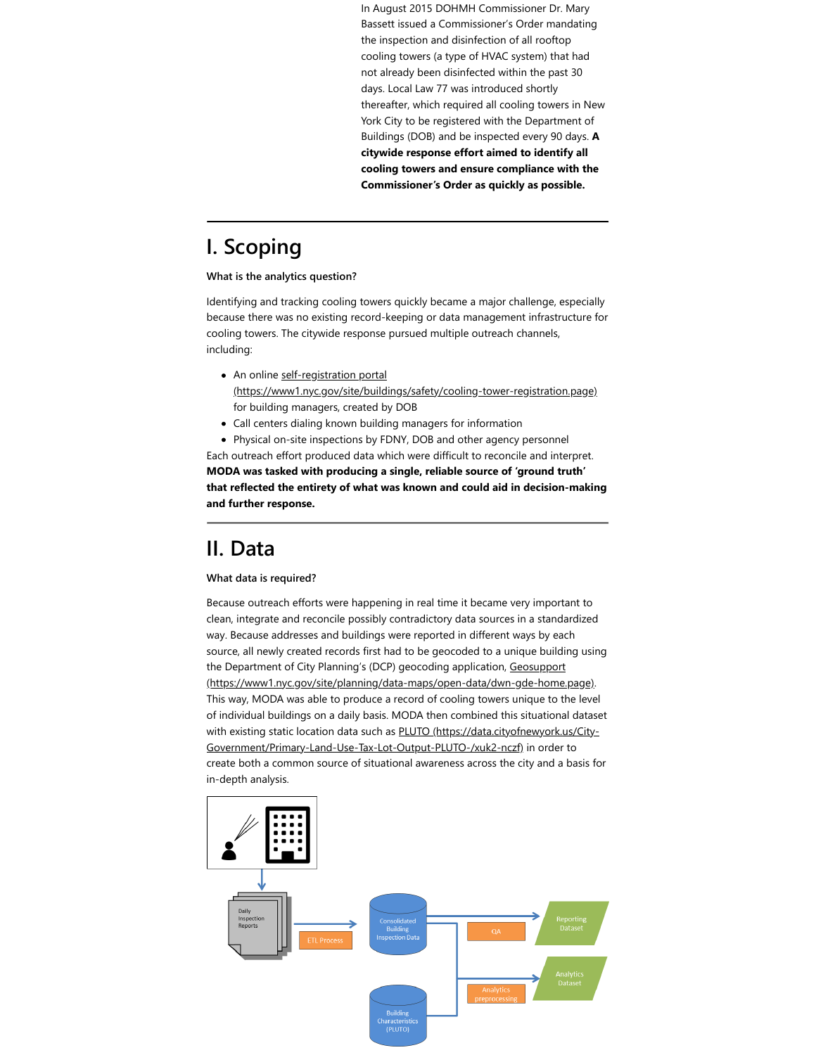In August 2015 DOHMH Commissioner Dr. Mary Bassett issued a Commissioner's Order mandating the inspection and disinfection of all rooftop cooling towers (a type of HVAC system) that had not already been disinfected within the past 30 days. Local Law 77 was introduced shortly thereafter, which required all cooling towers in New York City to be registered with the Department of Buildings (DOB) and be inspected every 90 days. **A citywide response effort aimed to identify all cooling towers and ensure compliance with the Commissioner's Order as quickly as possible.**

# I. Scoping

**What is the analytics question?**

Identifying and tracking cooling towers quickly became a major challenge, especially because there was no existing record-keeping or data management infrastructure for cooling towers. The citywide response pursued multiple outreach channels, including:

- An online self-registration portal (https://www1.nyc.gov/site/buildings/safety/cooling-tower-registration.page) for building managers, created by DOB
- Call centers dialing known building managers for information
- Physical on-site inspections by FDNY, DOB and other agency personnel

Each outreach effort produced data which were difficult to reconcile and interpret. **MODA was tasked with producing a single, reliable source of 'ground truth' that reflected the entirety of what was known and could aid in decision-making and further response.**

# II. Data

**What data is required?**

Because outreach efforts were happening in real time it became very important to clean, integrate and reconcile possibly contradictory data sources in a standardized way. Because addresses and buildings were reported in different ways by each source, all newly created records first had to be geocoded to a unique building using the Department of City Planning's (DCP) geocoding application, Geosupport (https://www1.nyc.gov/site/planning/data-maps/open-data/dwn-gde-home.page). This way, MODA was able to produce a record of cooling towers unique to the level of individual buildings on a daily basis. MODA then combined this situational dataset with existing static location data such as PLUTO (https://data.cityofnewyork.us/City-Government/Primary-Land-Use-Tax-Lot-Output-PLUTO-/xuk2-nczf) in order to create both a common source of situational awareness across the city and a basis for in-depth analysis.

Daily Inspection Reports → ETL Process → Consolidated Building Inspection Data → QA → Reporting Dataset

Consolidated Building Inspection Data + Building Characteristics (PLUTO) → Analytics preprocessing → Analytics Dataset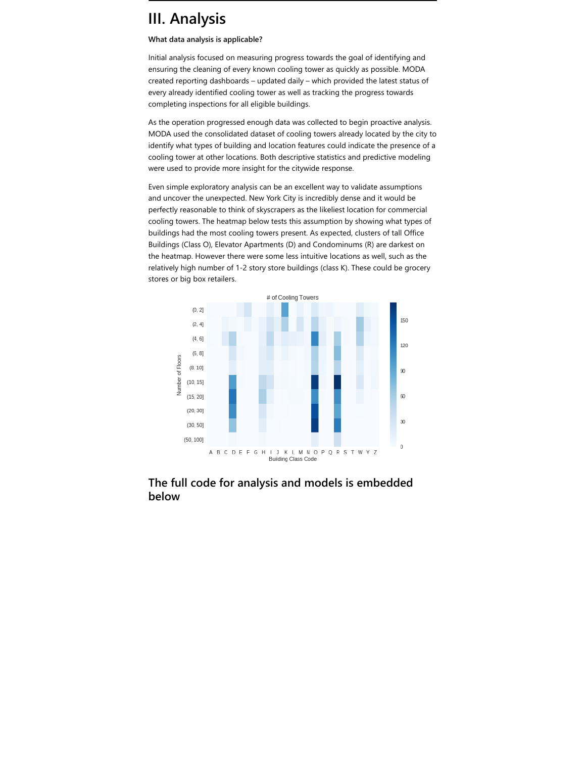# III. Analysis

**What data analysis is applicable?**

Initial analysis focused on measuring progress towards the goal of identifying and ensuring the cleaning of every known cooling tower as quickly as possible. MODA created reporting dashboards – updated daily – which provided the latest status of every already identified cooling tower as well as tracking the progress towards completing inspections for all eligible buildings.

As the operation progressed enough data was collected to begin proactive analysis. MODA used the consolidated dataset of cooling towers already located by the city to identify what types of building and location features could indicate the presence of a cooling tower at other locations. Both descriptive statistics and predictive modeling were used to provide more insight for the citywide response.

Even simple exploratory analysis can be an excellent way to validate assumptions and uncover the unexpected. New York City is incredibly dense and it would be perfectly reasonable to think of skyscrapers as the likeliest location for commercial cooling towers. The heatmap below tests this assumption by showing what types of buildings had the most cooling towers present. As expected, clusters of tall Office Buildings (Class O), Elevator Apartments (D) and Condominums (R) are darkest on the heatmap. However there were some less intuitive locations as well, such as the relatively high number of 1-2 story store buildings (class K). These could be grocery stores or big box retailers.

## The full code for analysis and models is embedded below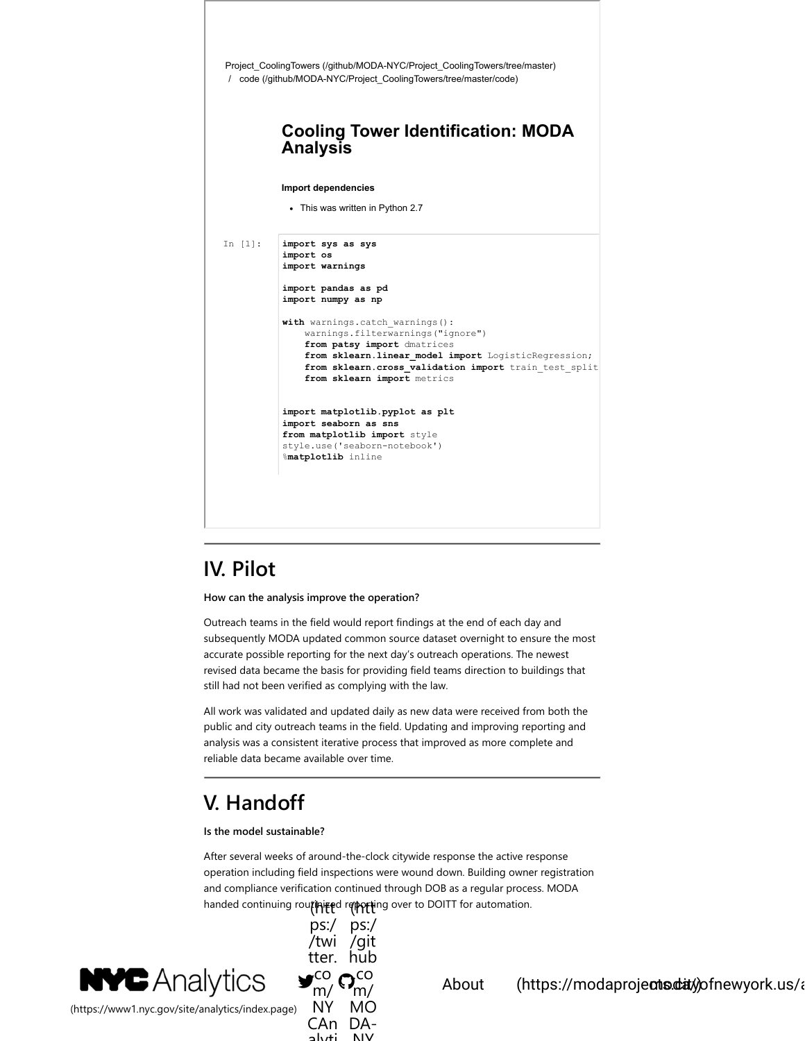Project_CoolingTowers (/github/MODA-NYC/Project_CoolingTowers/tree/master) / code (/github/MODA-NYC/Project_CoolingTowers/tree/master/code)

# Cooling Tower Identification: MODA Analysis

**Import dependencies**

- This was written in Python 2.7

```
In [1]:
import sys as sys
import os
import warnings

import pandas as pd
import numpy as np

with warnings.catch_warnings():
    warnings.filterwarnings("ignore")
    from patsy import dmatrices
    from sklearn.linear_model import LogisticRegression;
    from sklearn.cross_validation import train_test_split
    from sklearn import metrics


import matplotlib.pyplot as plt
import seaborn as sns
from matplotlib import style
style.use('seaborn-notebook')
%matplotlib inline
```

## IV. Pilot

**How can the analysis improve the operation?**

Outreach teams in the field would report findings at the end of each day and subsequently MODA updated common source dataset overnight to ensure the most accurate possible reporting for the next day's outreach operations. The newest revised data became the basis for providing field teams direction to buildings that still had not been verified as complying with the law.

All work was validated and updated daily as new data were received from both the public and city outreach teams in the field. Updating and improving reporting and analysis was a consistent iterative process that improved as more complete and reliable data became available over time.

## V. Handoff

**Is the model sustainable?**

After several weeks of around-the-clock citywide response the active response operation including field inspections were wound down. Building owner registration and compliance verification continued through DOB as a regular process. MODA handed continuing routinized reporting over to DOITT for automation.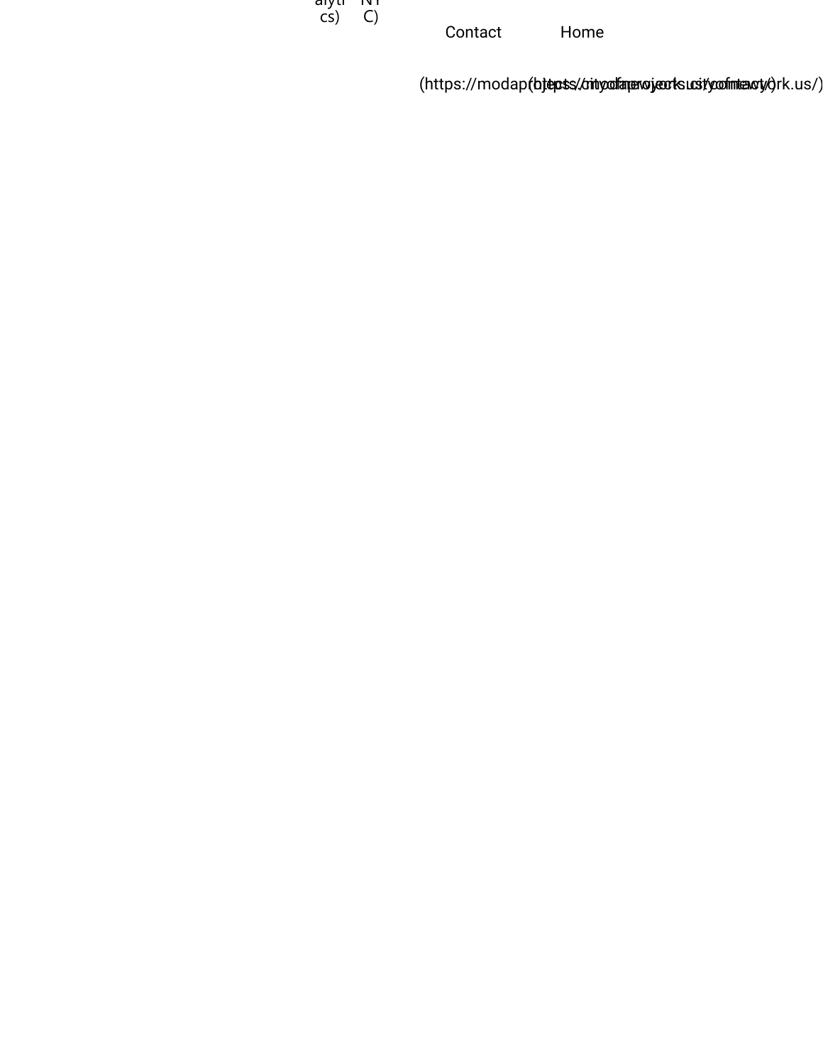alyti cs)

NY C)

Contact

Home

(https://modaprojects.cityofnewyork.us/contact/)

(https://modaprojects.cityofnewyork.us/)